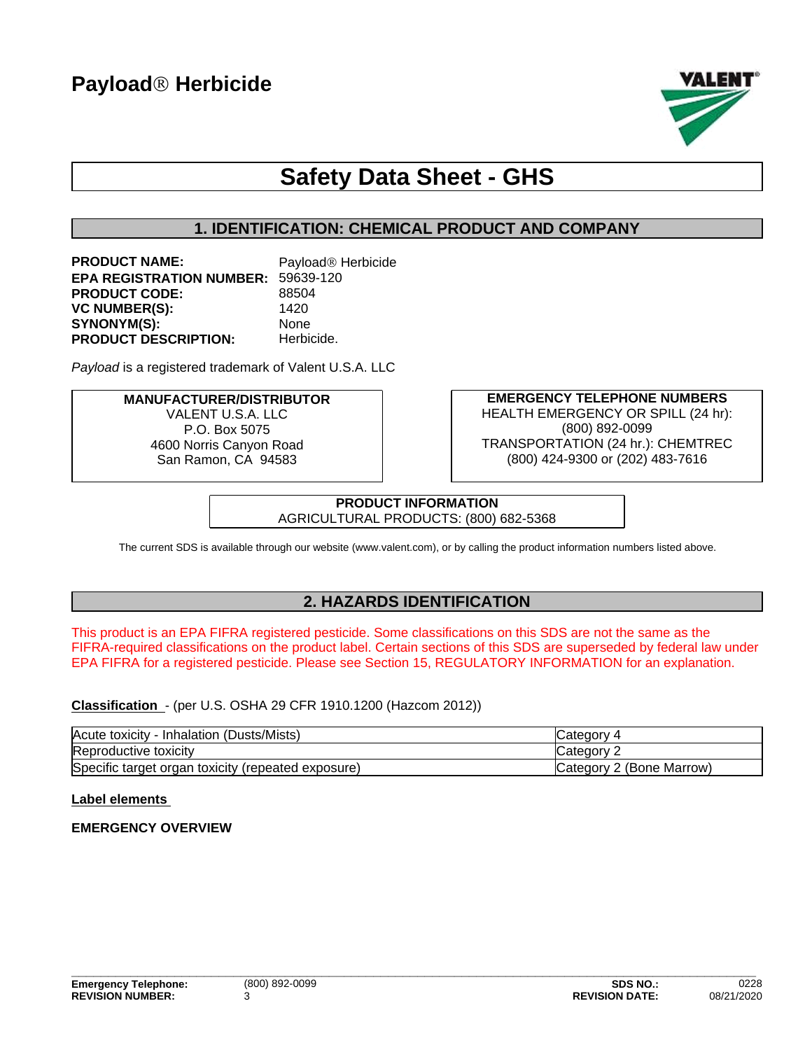# Payload® Herbicide

VALENT

## Safety Data Sheet - GHS

## 1. IDENTIFICATION: CHEMICAL PRODUCT AND COMPANY

**PRODUCT NAME:** Payload® Herbicide
**EPA REGISTRATION NUMBER:** 59639-120
**PRODUCT CODE:** 88504
**VC NUMBER(S):** 1420
**SYNONYM(S):** None
**PRODUCT DESCRIPTION:** Herbicide.

*Payload* is a registered trademark of Valent U.S.A. LLC

**MANUFACTURER/DISTRIBUTOR**
VALENT U.S.A. LLC
P.O. Box 5075
4600 Norris Canyon Road
San Ramon, CA 94583

**EMERGENCY TELEPHONE NUMBERS**
HEALTH EMERGENCY OR SPILL (24 hr):
(800) 892-0099
TRANSPORTATION (24 hr.): CHEMTREC
(800) 424-9300 or (202) 483-7616

**PRODUCT INFORMATION**
AGRICULTURAL PRODUCTS: (800) 682-5368

The current SDS is available through our website (www.valent.com), or by calling the product information numbers listed above.

## 2. HAZARDS IDENTIFICATION

This product is an EPA FIFRA registered pesticide. Some classifications on this SDS are not the same as the FIFRA-required classifications on the product label. Certain sections of this SDS are superseded by federal law under EPA FIFRA for a registered pesticide. Please see Section 15, REGULATORY INFORMATION for an explanation.

**Classification** - (per U.S. OSHA 29 CFR 1910.1200 (Hazcom 2012))

| Hazard | Category |
|---|---|
| Acute toxicity - Inhalation (Dusts/Mists) | Category 4 |
| Reproductive toxicity | Category 2 |
| Specific target organ toxicity (repeated exposure) | Category 2 (Bone Marrow) |

**Label elements**

**EMERGENCY OVERVIEW**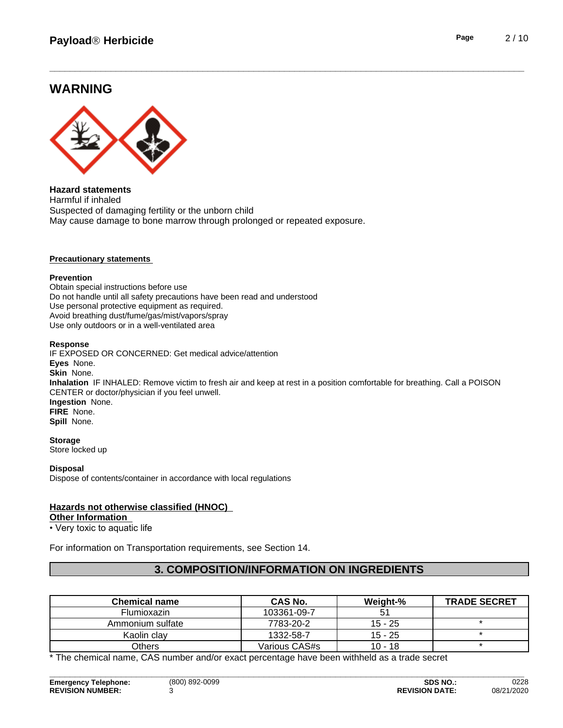## WARNING

**Hazard statements**
Harmful if inhaled
Suspected of damaging fertility or the unborn child
May cause damage to bone marrow through prolonged or repeated exposure.

**Precautionary statements**

**Prevention**
Obtain special instructions before use
Do not handle until all safety precautions have been read and understood
Use personal protective equipment as required.
Avoid breathing dust/fume/gas/mist/vapors/spray
Use only outdoors or in a well-ventilated area

**Response**
IF EXPOSED OR CONCERNED: Get medical advice/attention
**Eyes** None.
**Skin** None.
**Inhalation** IF INHALED: Remove victim to fresh air and keep at rest in a position comfortable for breathing. Call a POISON CENTER or doctor/physician if you feel unwell.
**Ingestion** None.
**FIRE** None.
**Spill** None.

**Storage**
Store locked up

**Disposal**
Dispose of contents/container in accordance with local regulations

**Hazards not otherwise classified (HNOC)**
**Other Information**
• Very toxic to aquatic life

For information on Transportation requirements, see Section 14.

## 3. COMPOSITION/INFORMATION ON INGREDIENTS

| Chemical name | CAS No. | Weight-% | TRADE SECRET |
|---|---|---|---|
| Flumioxazin | 103361-09-7 | 51 | |
| Ammonium sulfate | 7783-20-2 | 15 - 25 | * |
| Kaolin clay | 1332-58-7 | 15 - 25 | * |
| Others | Various CAS#s | 10 - 18 | * |

* The chemical name, CAS number and/or exact percentage have been withheld as a trade secret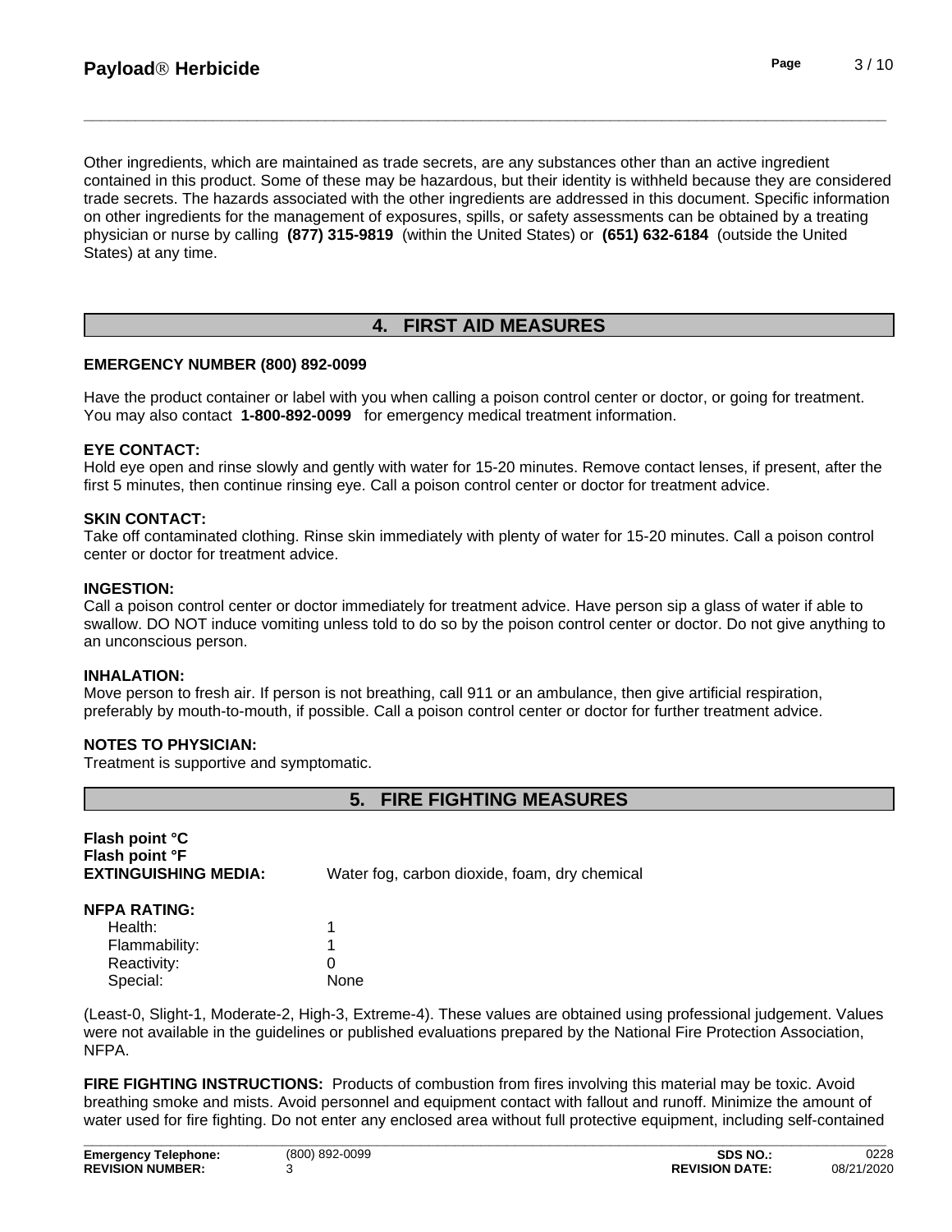Other ingredients, which are maintained as trade secrets, are any substances other than an active ingredient contained in this product. Some of these may be hazardous, but their identity is withheld because they are considered trade secrets. The hazards associated with the other ingredients are addressed in this document. Specific information on other ingredients for the management of exposures, spills, or safety assessments can be obtained by a treating physician or nurse by calling **(877) 315-9819** (within the United States) or **(651) 632-6184** (outside the United States) at any time.

## 4. FIRST AID MEASURES

**EMERGENCY NUMBER (800) 892-0099**

Have the product container or label with you when calling a poison control center or doctor, or going for treatment. You may also contact **1-800-892-0099** for emergency medical treatment information.

**EYE CONTACT:**
Hold eye open and rinse slowly and gently with water for 15-20 minutes. Remove contact lenses, if present, after the first 5 minutes, then continue rinsing eye. Call a poison control center or doctor for treatment advice.

**SKIN CONTACT:**
Take off contaminated clothing. Rinse skin immediately with plenty of water for 15-20 minutes. Call a poison control center or doctor for treatment advice.

**INGESTION:**
Call a poison control center or doctor immediately for treatment advice. Have person sip a glass of water if able to swallow. DO NOT induce vomiting unless told to do so by the poison control center or doctor. Do not give anything to an unconscious person.

**INHALATION:**
Move person to fresh air. If person is not breathing, call 911 or an ambulance, then give artificial respiration, preferably by mouth-to-mouth, if possible. Call a poison control center or doctor for further treatment advice.

**NOTES TO PHYSICIAN:**
Treatment is supportive and symptomatic.

## 5. FIRE FIGHTING MEASURES

**Flash point °C**
**Flash point °F**
**EXTINGUISHING MEDIA:** Water fog, carbon dioxide, foam, dry chemical

**NFPA RATING:**

| | |
|---|---|
| Health: | 1 |
| Flammability: | 1 |
| Reactivity: | 0 |
| Special: | None |

(Least-0, Slight-1, Moderate-2, High-3, Extreme-4). These values are obtained using professional judgement. Values were not available in the guidelines or published evaluations prepared by the National Fire Protection Association, NFPA.

**FIRE FIGHTING INSTRUCTIONS:** Products of combustion from fires involving this material may be toxic. Avoid breathing smoke and mists. Avoid personnel and equipment contact with fallout and runoff. Minimize the amount of water used for fire fighting. Do not enter any enclosed area without full protective equipment, including self-contained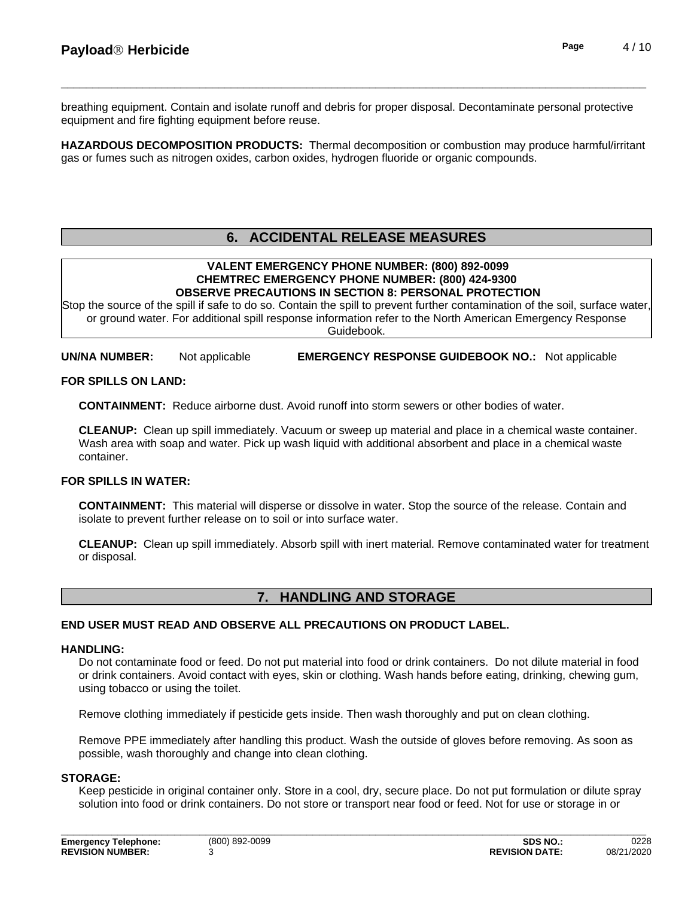breathing equipment. Contain and isolate runoff and debris for proper disposal. Decontaminate personal protective equipment and fire fighting equipment before reuse.

**HAZARDOUS DECOMPOSITION PRODUCTS:** Thermal decomposition or combustion may produce harmful/irritant gas or fumes such as nitrogen oxides, carbon oxides, hydrogen fluoride or organic compounds.

## 6. ACCIDENTAL RELEASE MEASURES

**VALENT EMERGENCY PHONE NUMBER: (800) 892-0099**
**CHEMTREC EMERGENCY PHONE NUMBER: (800) 424-9300**
**OBSERVE PRECAUTIONS IN SECTION 8: PERSONAL PROTECTION**

Stop the source of the spill if safe to do so. Contain the spill to prevent further contamination of the soil, surface water, or ground water. For additional spill response information refer to the North American Emergency Response Guidebook.

**UN/NA NUMBER:** Not applicable **EMERGENCY RESPONSE GUIDEBOOK NO.:** Not applicable

**FOR SPILLS ON LAND:**

**CONTAINMENT:** Reduce airborne dust. Avoid runoff into storm sewers or other bodies of water.

**CLEANUP:** Clean up spill immediately. Vacuum or sweep up material and place in a chemical waste container. Wash area with soap and water. Pick up wash liquid with additional absorbent and place in a chemical waste container.

**FOR SPILLS IN WATER:**

**CONTAINMENT:** This material will disperse or dissolve in water. Stop the source of the release. Contain and isolate to prevent further release on to soil or into surface water.

**CLEANUP:** Clean up spill immediately. Absorb spill with inert material. Remove contaminated water for treatment or disposal.

## 7. HANDLING AND STORAGE

**END USER MUST READ AND OBSERVE ALL PRECAUTIONS ON PRODUCT LABEL.**

**HANDLING:**

Do not contaminate food or feed. Do not put material into food or drink containers. Do not dilute material in food or drink containers. Avoid contact with eyes, skin or clothing. Wash hands before eating, drinking, chewing gum, using tobacco or using the toilet.

Remove clothing immediately if pesticide gets inside. Then wash thoroughly and put on clean clothing.

Remove PPE immediately after handling this product. Wash the outside of gloves before removing. As soon as possible, wash thoroughly and change into clean clothing.

**STORAGE:**

Keep pesticide in original container only. Store in a cool, dry, secure place. Do not put formulation or dilute spray solution into food or drink containers. Do not store or transport near food or feed. Not for use or storage in or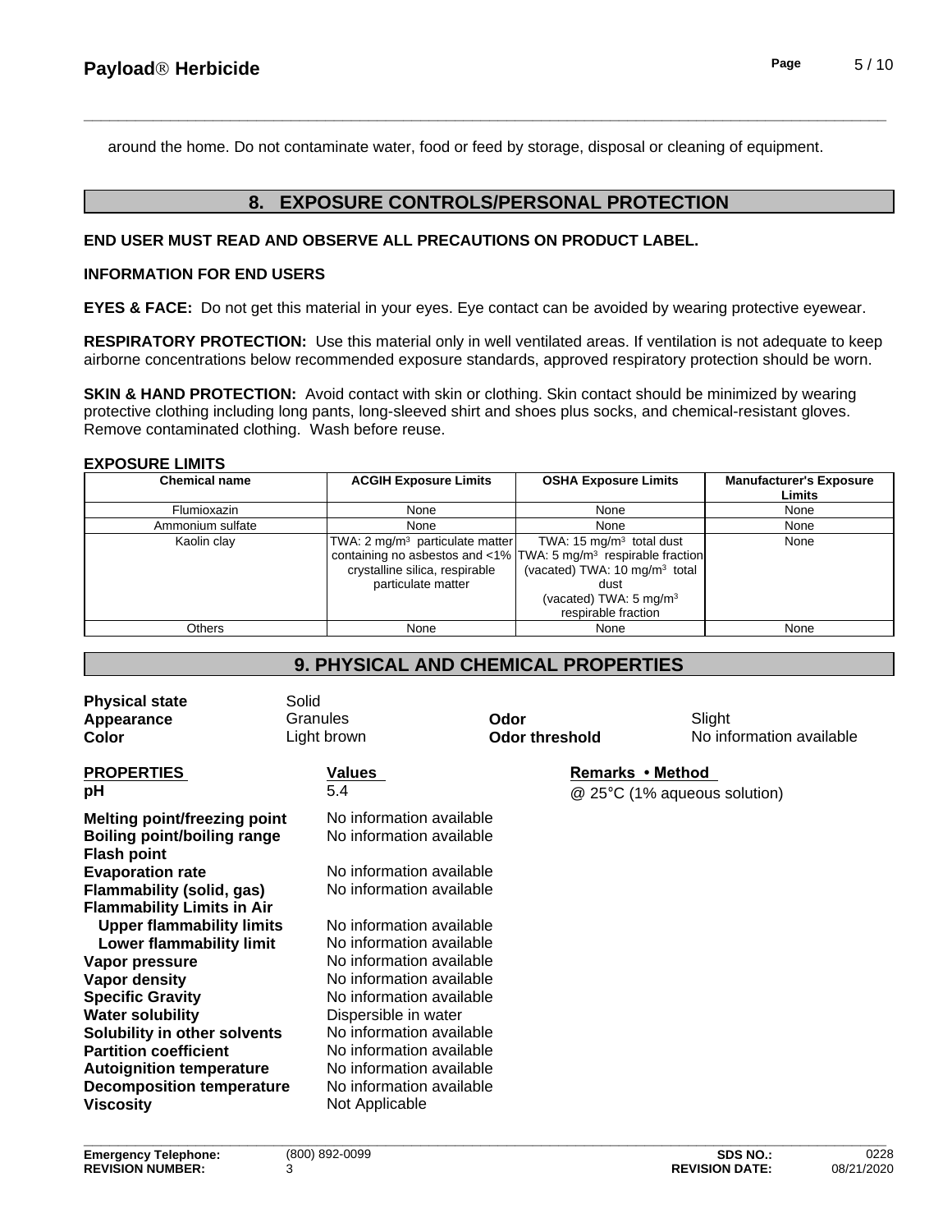around the home. Do not contaminate water, food or feed by storage, disposal or cleaning of equipment.

## 8. EXPOSURE CONTROLS/PERSONAL PROTECTION

**END USER MUST READ AND OBSERVE ALL PRECAUTIONS ON PRODUCT LABEL.**

**INFORMATION FOR END USERS**

**EYES & FACE:** Do not get this material in your eyes. Eye contact can be avoided by wearing protective eyewear.

**RESPIRATORY PROTECTION:** Use this material only in well ventilated areas. If ventilation is not adequate to keep airborne concentrations below recommended exposure standards, approved respiratory protection should be worn.

**SKIN & HAND PROTECTION:** Avoid contact with skin or clothing. Skin contact should be minimized by wearing protective clothing including long pants, long-sleeved shirt and shoes plus socks, and chemical-resistant gloves. Remove contaminated clothing. Wash before reuse.

**EXPOSURE LIMITS**

| Chemical name | ACGIH Exposure Limits | OSHA Exposure Limits | Manufacturer's Exposure Limits |
|---|---|---|---|
| Flumioxazin | None | None | None |
| Ammonium sulfate | None | None | None |
| Kaolin clay | TWA: 2 $mg/m^3$ particulate matter containing no asbestos and <1% crystalline silica, respirable particulate matter | TWA: 15 $mg/m^3$ total dust TWA: 5 $mg/m^3$ respirable fraction (vacated) TWA: 10 $mg/m^3$ total dust (vacated) TWA: 5 $mg/m^3$ respirable fraction | None |
| Others | None | None | None |

## 9. PHYSICAL AND CHEMICAL PROPERTIES

**Physical state** Solid
**Appearance** Granules
**Color** Light brown
**Odor** Slight
**Odor threshold** No information available

| PROPERTIES | Values | Remarks • Method |
|---|---|---|
| **pH** | 5.4 | @ 25°C (1% aqueous solution) |
| **Melting point/freezing point** | No information available | |
| **Boiling point/boiling range** | No information available | |
| **Flash point** | | |
| **Evaporation rate** | No information available | |
| **Flammability (solid, gas)** | No information available | |
| **Flammability Limits in Air** | | |
| **Upper flammability limits** | No information available | |
| **Lower flammability limit** | No information available | |
| **Vapor pressure** | No information available | |
| **Vapor density** | No information available | |
| **Specific Gravity** | No information available | |
| **Water solubility** | Dispersible in water | |
| **Solubility in other solvents** | No information available | |
| **Partition coefficient** | No information available | |
| **Autoignition temperature** | No information available | |
| **Decomposition temperature** | No information available | |
| **Viscosity** | Not Applicable | |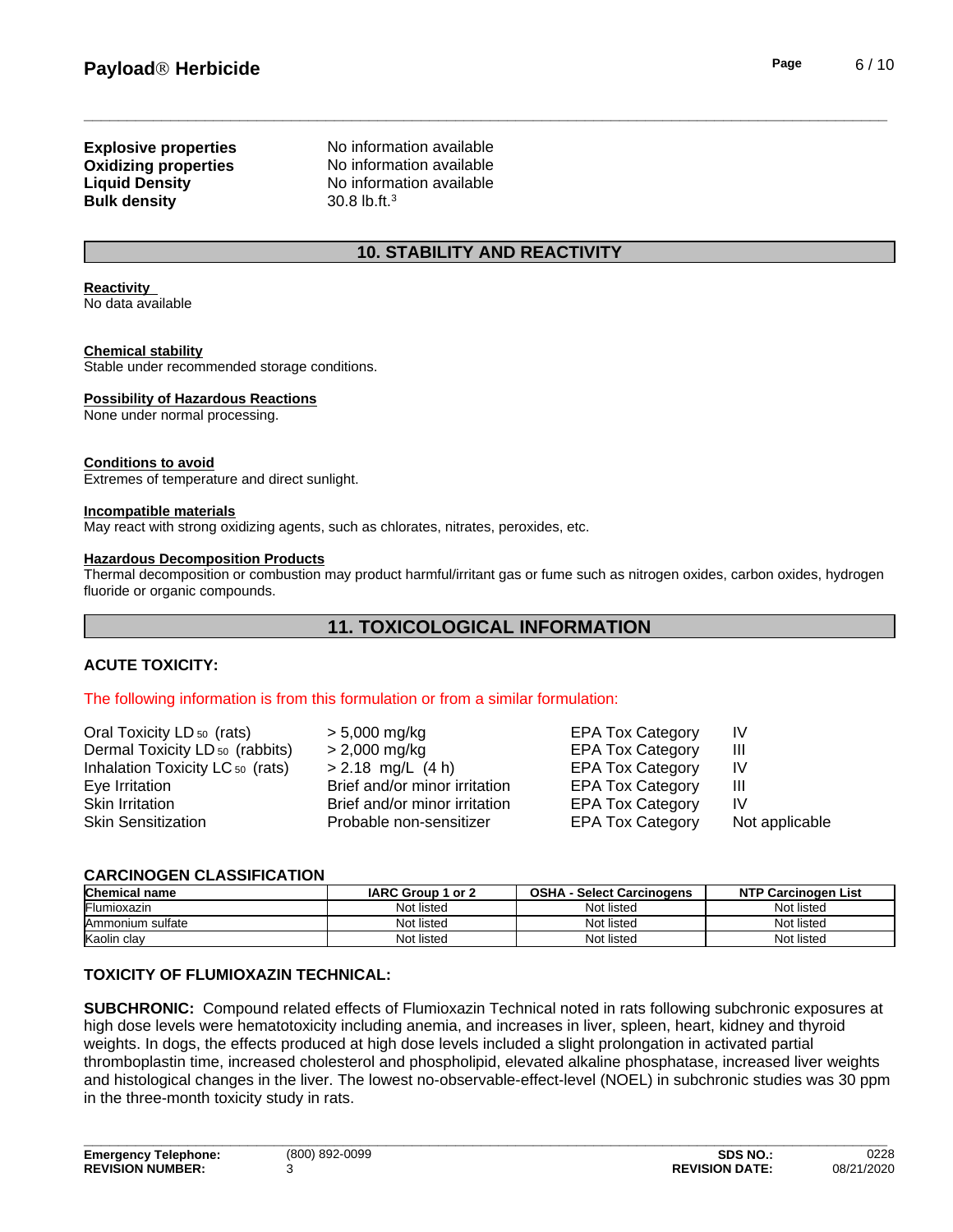**Explosive properties** No information available
**Oxidizing properties** No information available
**Liquid Density** No information available
**Bulk density** 30.8 lb.ft.$^3$

## 10. STABILITY AND REACTIVITY

**Reactivity**
No data available

**Chemical stability**
Stable under recommended storage conditions.

**Possibility of Hazardous Reactions**
None under normal processing.

**Conditions to avoid**
Extremes of temperature and direct sunlight.

**Incompatible materials**
May react with strong oxidizing agents, such as chlorates, nitrates, peroxides, etc.

**Hazardous Decomposition Products**
Thermal decomposition or combustion may product harmful/irritant gas or fume such as nitrogen oxides, carbon oxides, hydrogen fluoride or organic compounds.

## 11. TOXICOLOGICAL INFORMATION

### ACUTE TOXICITY:

The following information is from this formulation or from a similar formulation:

| | | | |
|---|---|---|---|
| Oral Toxicity $LD_{50}$ (rats) | > 5,000 mg/kg | EPA Tox Category | IV |
| Dermal Toxicity $LD_{50}$ (rabbits) | > 2,000 mg/kg | EPA Tox Category | III |
| Inhalation Toxicity $LC_{50}$ (rats) | > 2.18 mg/L (4 h) | EPA Tox Category | IV |
| Eye Irritation | Brief and/or minor irritation | EPA Tox Category | III |
| Skin Irritation | Brief and/or minor irritation | EPA Tox Category | IV |
| Skin Sensitization | Probable non-sensitizer | EPA Tox Category | Not applicable |

### CARCINOGEN CLASSIFICATION

| Chemical name | IARC Group 1 or 2 | OSHA - Select Carcinogens | NTP Carcinogen List |
|---|---|---|---|
| Flumioxazin | Not listed | Not listed | Not listed |
| Ammonium sulfate | Not listed | Not listed | Not listed |
| Kaolin clay | Not listed | Not listed | Not listed |

### TOXICITY OF FLUMIOXAZIN TECHNICAL:

**SUBCHRONIC:** Compound related effects of Flumioxazin Technical noted in rats following subchronic exposures at high dose levels were hematotoxicity including anemia, and increases in liver, spleen, heart, kidney and thyroid weights. In dogs, the effects produced at high dose levels included a slight prolongation in activated partial thromboplastin time, increased cholesterol and phospholipid, elevated alkaline phosphatase, increased liver weights and histological changes in the liver. The lowest no-observable-effect-level (NOEL) in subchronic studies was 30 ppm in the three-month toxicity study in rats.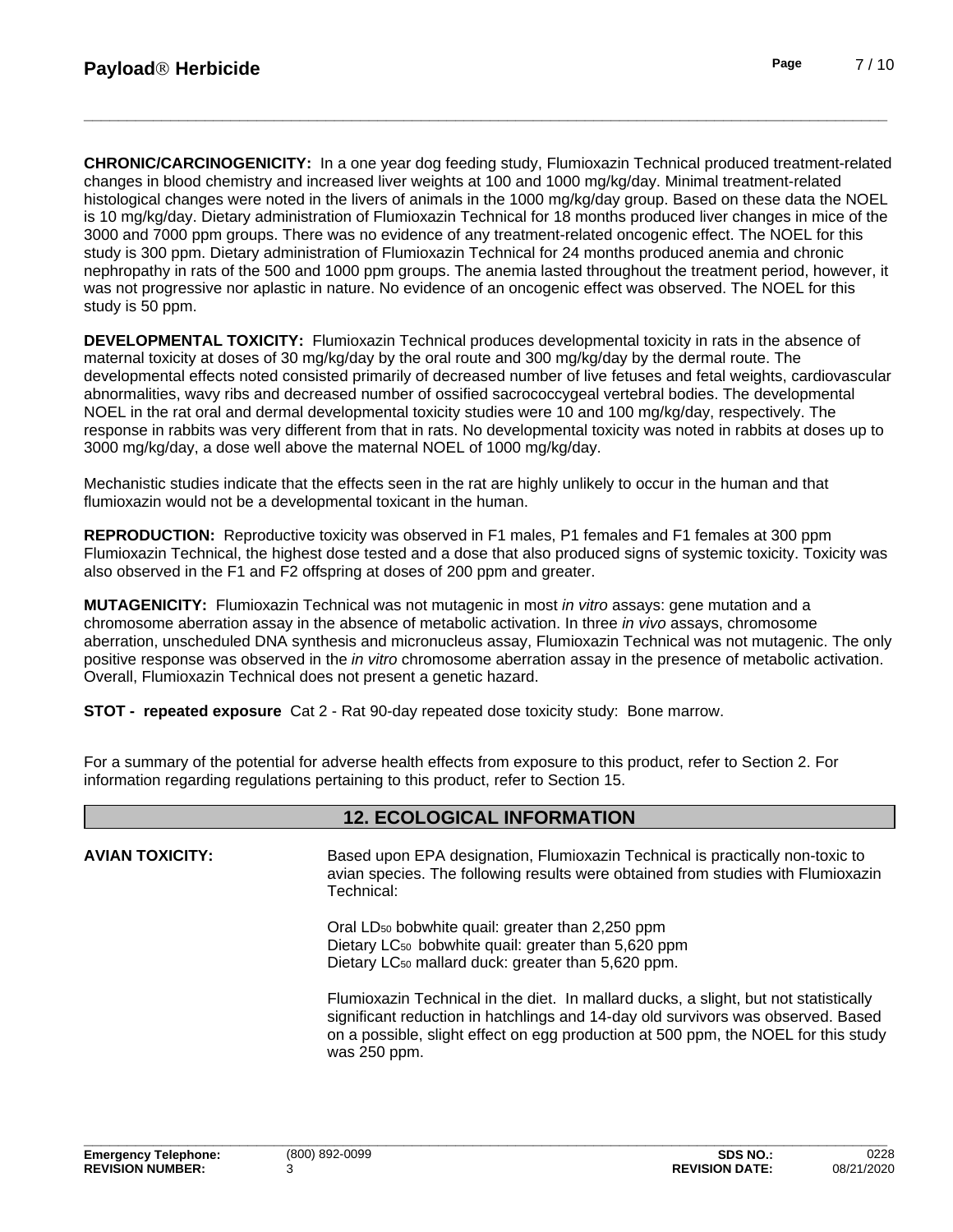**CHRONIC/CARCINOGENICITY:** In a one year dog feeding study, Flumioxazin Technical produced treatment-related changes in blood chemistry and increased liver weights at 100 and 1000 mg/kg/day. Minimal treatment-related histological changes were noted in the livers of animals in the 1000 mg/kg/day group. Based on these data the NOEL is 10 mg/kg/day. Dietary administration of Flumioxazin Technical for 18 months produced liver changes in mice of the 3000 and 7000 ppm groups. There was no evidence of any treatment-related oncogenic effect. The NOEL for this study is 300 ppm. Dietary administration of Flumioxazin Technical for 24 months produced anemia and chronic nephropathy in rats of the 500 and 1000 ppm groups. The anemia lasted throughout the treatment period, however, it was not progressive nor aplastic in nature. No evidence of an oncogenic effect was observed. The NOEL for this study is 50 ppm.

**DEVELOPMENTAL TOXICITY:** Flumioxazin Technical produces developmental toxicity in rats in the absence of maternal toxicity at doses of 30 mg/kg/day by the oral route and 300 mg/kg/day by the dermal route. The developmental effects noted consisted primarily of decreased number of live fetuses and fetal weights, cardiovascular abnormalities, wavy ribs and decreased number of ossified sacrococcygeal vertebral bodies. The developmental NOEL in the rat oral and dermal developmental toxicity studies were 10 and 100 mg/kg/day, respectively. The response in rabbits was very different from that in rats. No developmental toxicity was noted in rabbits at doses up to 3000 mg/kg/day, a dose well above the maternal NOEL of 1000 mg/kg/day.

Mechanistic studies indicate that the effects seen in the rat are highly unlikely to occur in the human and that flumioxazin would not be a developmental toxicant in the human.

**REPRODUCTION:** Reproductive toxicity was observed in F1 males, P1 females and F1 females at 300 ppm Flumioxazin Technical, the highest dose tested and a dose that also produced signs of systemic toxicity. Toxicity was also observed in the F1 and F2 offspring at doses of 200 ppm and greater.

**MUTAGENICITY:** Flumioxazin Technical was not mutagenic in most *in vitro* assays: gene mutation and a chromosome aberration assay in the absence of metabolic activation. In three *in vivo* assays, chromosome aberration, unscheduled DNA synthesis and micronucleus assay, Flumioxazin Technical was not mutagenic. The only positive response was observed in the *in vitro* chromosome aberration assay in the presence of metabolic activation. Overall, Flumioxazin Technical does not present a genetic hazard.

**STOT - repeated exposure** Cat 2 - Rat 90-day repeated dose toxicity study: Bone marrow.

For a summary of the potential for adverse health effects from exposure to this product, refer to Section 2. For information regarding regulations pertaining to this product, refer to Section 15.

## 12. ECOLOGICAL INFORMATION

**AVIAN TOXICITY:**

Based upon EPA designation, Flumioxazin Technical is practically non-toxic to avian species. The following results were obtained from studies with Flumioxazin Technical:

Oral $LD_{50}$ bobwhite quail: greater than 2,250 ppm
Dietary $LC_{50}$ bobwhite quail: greater than 5,620 ppm
Dietary $LC_{50}$ mallard duck: greater than 5,620 ppm.

Flumioxazin Technical in the diet. In mallard ducks, a slight, but not statistically significant reduction in hatchlings and 14-day old survivors was observed. Based on a possible, slight effect on egg production at 500 ppm, the NOEL for this study was 250 ppm.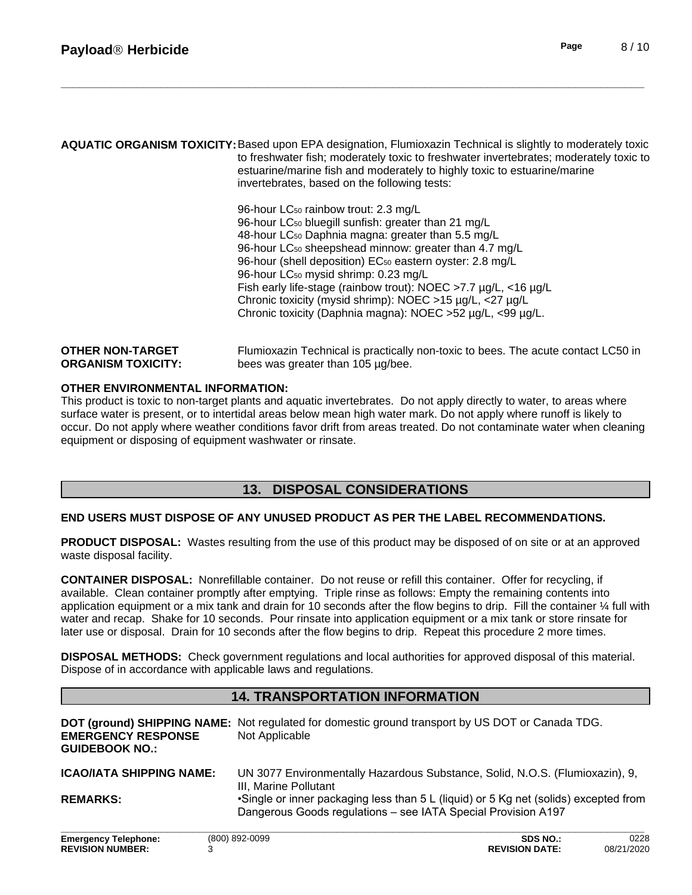**AQUATIC ORGANISM TOXICITY:** Based upon EPA designation, Flumioxazin Technical is slightly to moderately toxic to freshwater fish; moderately toxic to freshwater invertebrates; moderately toxic to estuarine/marine fish and moderately to highly toxic to estuarine/marine invertebrates, based on the following tests:

96-hour $LC_{50}$ rainbow trout: 2.3 mg/L
96-hour $LC_{50}$ bluegill sunfish: greater than 21 mg/L
48-hour $LC_{50}$ Daphnia magna: greater than 5.5 mg/L
96-hour $LC_{50}$ sheepshead minnow: greater than 4.7 mg/L
96-hour (shell deposition) $EC_{50}$ eastern oyster: 2.8 mg/L
96-hour $LC_{50}$ mysid shrimp: 0.23 mg/L
Fish early life-stage (rainbow trout): NOEC >7.7 µg/L, <16 µg/L
Chronic toxicity (mysid shrimp): NOEC >15 µg/L, <27 µg/L
Chronic toxicity (Daphnia magna): NOEC >52 µg/L, <99 µg/L.

**OTHER NON-TARGET ORGANISM TOXICITY:** Flumioxazin Technical is practically non-toxic to bees. The acute contact LC50 in bees was greater than 105 µg/bee.

**OTHER ENVIRONMENTAL INFORMATION:**
This product is toxic to non-target plants and aquatic invertebrates. Do not apply directly to water, to areas where surface water is present, or to intertidal areas below mean high water mark. Do not apply where runoff is likely to occur. Do not apply where weather conditions favor drift from areas treated. Do not contaminate water when cleaning equipment or disposing of equipment washwater or rinsate.

## 13. DISPOSAL CONSIDERATIONS

**END USERS MUST DISPOSE OF ANY UNUSED PRODUCT AS PER THE LABEL RECOMMENDATIONS.**

**PRODUCT DISPOSAL:** Wastes resulting from the use of this product may be disposed of on site or at an approved waste disposal facility.

**CONTAINER DISPOSAL:** Nonrefillable container. Do not reuse or refill this container. Offer for recycling, if available. Clean container promptly after emptying. Triple rinse as follows: Empty the remaining contents into application equipment or a mix tank and drain for 10 seconds after the flow begins to drip. Fill the container ¼ full with water and recap. Shake for 10 seconds. Pour rinsate into application equipment or a mix tank or store rinsate for later use or disposal. Drain for 10 seconds after the flow begins to drip. Repeat this procedure 2 more times.

**DISPOSAL METHODS:** Check government regulations and local authorities for approved disposal of this material. Dispose of in accordance with applicable laws and regulations.

## 14. TRANSPORTATION INFORMATION

**DOT (ground) SHIPPING NAME:** Not regulated for domestic ground transport by US DOT or Canada TDG.

**EMERGENCY RESPONSE GUIDEBOOK NO.:** Not Applicable

**ICAO/IATA SHIPPING NAME:** UN 3077 Environmentally Hazardous Substance, Solid, N.O.S. (Flumioxazin), 9, III, Marine Pollutant

**REMARKS:** •Single or inner packaging less than 5 L (liquid) or 5 Kg net (solids) excepted from Dangerous Goods regulations – see IATA Special Provision A197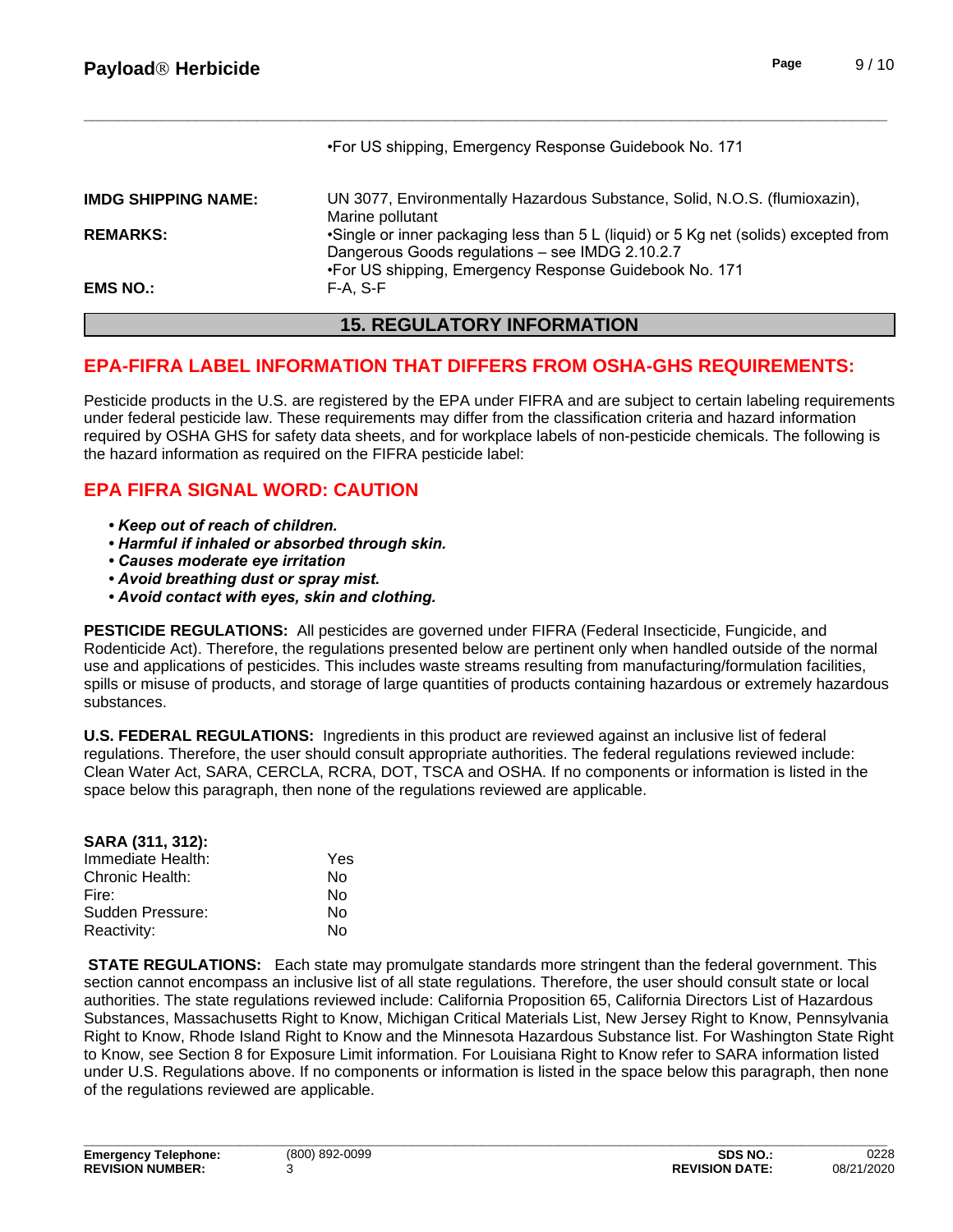•For US shipping, Emergency Response Guidebook No. 171

**IMDG SHIPPING NAME:** UN 3077, Environmentally Hazardous Substance, Solid, N.O.S. (flumioxazin), Marine pollutant

**REMARKS:** •Single or inner packaging less than 5 L (liquid) or 5 Kg net (solids) excepted from Dangerous Goods regulations – see IMDG 2.10.2.7
•For US shipping, Emergency Response Guidebook No. 171

**EMS NO.:** F-A, S-F

## 15. REGULATORY INFORMATION

### EPA-FIFRA LABEL INFORMATION THAT DIFFERS FROM OSHA-GHS REQUIREMENTS:

Pesticide products in the U.S. are registered by the EPA under FIFRA and are subject to certain labeling requirements under federal pesticide law. These requirements may differ from the classification criteria and hazard information required by OSHA GHS for safety data sheets, and for workplace labels of non-pesticide chemicals. The following is the hazard information as required on the FIFRA pesticide label:

### EPA FIFRA SIGNAL WORD: CAUTION

- ***Keep out of reach of children.***
- ***Harmful if inhaled or absorbed through skin.***
- ***Causes moderate eye irritation***
- ***Avoid breathing dust or spray mist.***
- ***Avoid contact with eyes, skin and clothing.***

**PESTICIDE REGULATIONS:** All pesticides are governed under FIFRA (Federal Insecticide, Fungicide, and Rodenticide Act). Therefore, the regulations presented below are pertinent only when handled outside of the normal use and applications of pesticides. This includes waste streams resulting from manufacturing/formulation facilities, spills or misuse of products, and storage of large quantities of products containing hazardous or extremely hazardous substances.

**U.S. FEDERAL REGULATIONS:** Ingredients in this product are reviewed against an inclusive list of federal regulations. Therefore, the user should consult appropriate authorities. The federal regulations reviewed include: Clean Water Act, SARA, CERCLA, RCRA, DOT, TSCA and OSHA. If no components or information is listed in the space below this paragraph, then none of the regulations reviewed are applicable.

**SARA (311, 312):**

| | |
|---|---|
| Immediate Health: | Yes |
| Chronic Health: | No |
| Fire: | No |
| Sudden Pressure: | No |
| Reactivity: | No |

**STATE REGULATIONS:** Each state may promulgate standards more stringent than the federal government. This section cannot encompass an inclusive list of all state regulations. Therefore, the user should consult state or local authorities. The state regulations reviewed include: California Proposition 65, California Directors List of Hazardous Substances, Massachusetts Right to Know, Michigan Critical Materials List, New Jersey Right to Know, Pennsylvania Right to Know, Rhode Island Right to Know and the Minnesota Hazardous Substance list. For Washington State Right to Know, see Section 8 for Exposure Limit information. For Louisiana Right to Know refer to SARA information listed under U.S. Regulations above. If no components or information is listed in the space below this paragraph, then none of the regulations reviewed are applicable.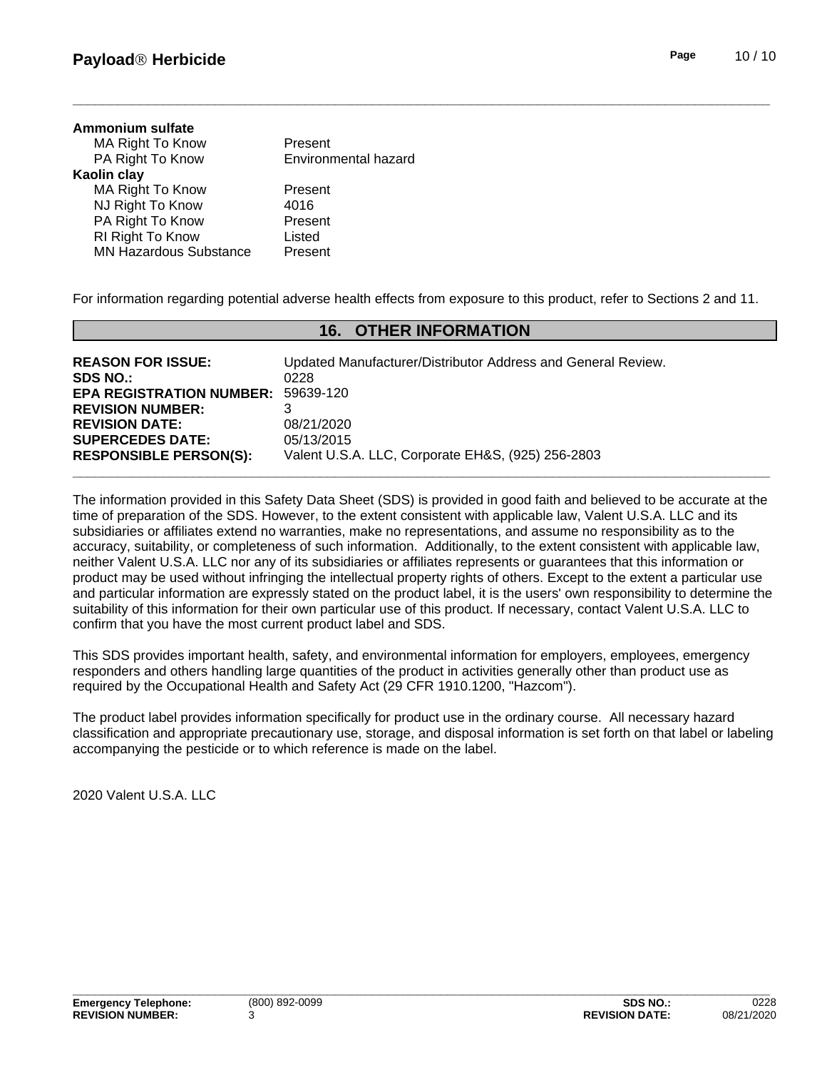**Ammonium sulfate**

| | |
|---|---|
| MA Right To Know | Present |
| PA Right To Know | Environmental hazard |

**Kaolin clay**

| | |
|---|---|
| MA Right To Know | Present |
| NJ Right To Know | 4016 |
| PA Right To Know | Present |
| RI Right To Know | Listed |
| MN Hazardous Substance | Present |

For information regarding potential adverse health effects from exposure to this product, refer to Sections 2 and 11.

## 16. OTHER INFORMATION

| | |
|---|---|
| **REASON FOR ISSUE:** | Updated Manufacturer/Distributor Address and General Review. |
| **SDS NO.:** | 0228 |
| **EPA REGISTRATION NUMBER:** | 59639-120 |
| **REVISION NUMBER:** | 3 |
| **REVISION DATE:** | 08/21/2020 |
| **SUPERCEDES DATE:** | 05/13/2015 |
| **RESPONSIBLE PERSON(S):** | Valent U.S.A. LLC, Corporate EH&S, (925) 256-2803 |

The information provided in this Safety Data Sheet (SDS) is provided in good faith and believed to be accurate at the time of preparation of the SDS. However, to the extent consistent with applicable law, Valent U.S.A. LLC and its subsidiaries or affiliates extend no warranties, make no representations, and assume no responsibility as to the accuracy, suitability, or completeness of such information. Additionally, to the extent consistent with applicable law, neither Valent U.S.A. LLC nor any of its subsidiaries or affiliates represents or guarantees that this information or product may be used without infringing the intellectual property rights of others. Except to the extent a particular use and particular information are expressly stated on the product label, it is the users' own responsibility to determine the suitability of this information for their own particular use of this product. If necessary, contact Valent U.S.A. LLC to confirm that you have the most current product label and SDS.

This SDS provides important health, safety, and environmental information for employers, employees, emergency responders and others handling large quantities of the product in activities generally other than product use as required by the Occupational Health and Safety Act (29 CFR 1910.1200, "Hazcom").

The product label provides information specifically for product use in the ordinary course. All necessary hazard classification and appropriate precautionary use, storage, and disposal information is set forth on that label or labeling accompanying the pesticide or to which reference is made on the label.

2020 Valent U.S.A. LLC